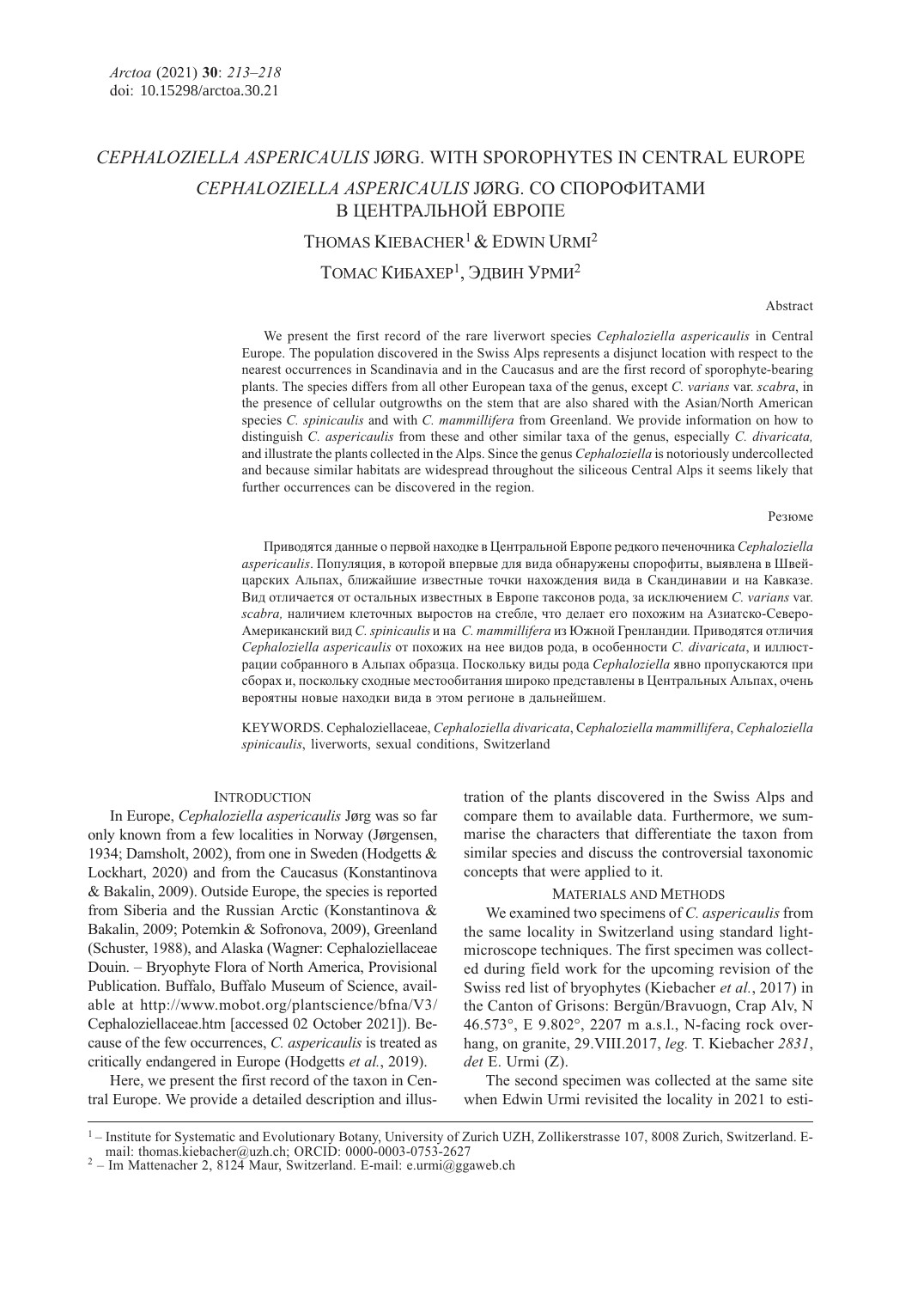# *CEPHALOZIELLA ASPERICAULIS* JØRG. WITH SPOROPHYTES IN CENTRAL EUROPE

# *CEPHALOZIELLA ASPERICAULIS* JØRG. СО СПОРОФИТАМИ В ЦЕНТРАЛЬНОЙ ЕВРОПЕ

THOMAS KIEBACHER[1] & EDWIN URMI[2]

ТОМАС КИБАХЕР[1], ЭДВИН УРМИ[2]

## Abstract

We present the first record of the rare liverwort species *Cephaloziella aspericaulis* in Central Europe. The population discovered in the Swiss Alps represents a disjunct location with respect to the nearest occurrences in Scandinavia and in the Caucasus and are the first record of sporophyte-bearing plants. The species differs from all other European taxa of the genus, except *C. varians* var. *scabra*, in the presence of cellular outgrowths on the stem that are also shared with the Asian/North American species *C. spinicaulis* and with *C. mammillifera* from Greenland. We provide information on how to distinguish *C. aspericaulis* from these and other similar taxa of the genus, especially *C. divaricata,* and illustrate the plants collected in the Alps. Since the genus *Cephaloziella* is notoriously undercollected and because similar habitats are widespread throughout the siliceous Central Alps it seems likely that further occurrences can be discovered in the region.

## Резюме

Приводятся данные о первой находке в Центральной Европе редкого печеночника *Cephaloziella aspericaulis*. Популяция, в которой впервые для вида обнаружены спорофиты, выявлена в Швейцарских Альпах, ближайшие известные точки нахождения вида в Скандинавии и на Кавказе. Вид отличается от остальных известных в Европе таксонов рода, за исключением *C. varians* var. *scabra,* наличием клеточных выростов на стебле, что делает его похожим на Азиатско-Северо-Американский вид *C. spinicaulis* и на *C. mammillifera* из Южной Гренландии. Приводятся отличия *Cephaloziella aspericaulis* от похожих на нее видов рода, в особенности *C. divaricata*, и иллюстрации собранного в Альпах образца. Поскольку виды рода *Cephaloziella* явно пропускаются при сборах и, поскольку сходные местообитания широко представлены в Центральных Альпах, очень вероятны новые находки вида в этом регионе в дальнейшем.

KEYWORDS. Cephaloziellaceae, *Cephaloziella divaricata*, *Cephaloziella mammillifera*, *Cephaloziella spinicaulis*, liverworts, sexual conditions, Switzerland

## INTRODUCTION

In Europe, *Cephaloziella aspericaulis* Jørg was so far only known from a few localities in Norway (Jørgensen, 1934; Damsholt, 2002), from one in Sweden (Hodgetts & Lockhart, 2020) and from the Caucasus (Konstantinova & Bakalin, 2009). Outside Europe, the species is reported from Siberia and the Russian Arctic (Konstantinova & Bakalin, 2009; Potemkin & Sofronova, 2009), Greenland (Schuster, 1988), and Alaska (Wagner: Cephaloziellaceae Douin. – Bryophyte Flora of North America, Provisional Publication. Buffalo, Buffalo Museum of Science, available at http://www.mobot.org/plantscience/bfna/V3/Cephaloziellaceae.htm [accessed 02 October 2021]). Because of the few occurrences, *C. aspericaulis* is treated as critically endangered in Europe (Hodgetts *et al.*, 2019).

Here, we present the first record of the taxon in Central Europe. We provide a detailed description and illustration of the plants discovered in the Swiss Alps and compare them to available data. Furthermore, we summarise the characters that differentiate the taxon from similar species and discuss the controversial taxonomic concepts that were applied to it.

## MATERIALS AND METHODS

We examined two specimens of *C. aspericaulis* from the same locality in Switzerland using standard light-microscope techniques. The first specimen was collected during field work for the upcoming revision of the Swiss red list of bryophytes (Kiebacher *et al.*, 2017) in the Canton of Grisons: Bergün/Bravuogn, Crap Alv, N 46.573°, E 9.802°, 2207 m a.s.l., N-facing rock overhang, on granite, 29.VIII.2017, *leg.* T. Kiebacher *2831*, *det* E. Urmi (Z).

The second specimen was collected at the same site when Edwin Urmi revisited the locality in 2021 to esti-

---

[1] – Institute for Systematic and Evolutionary Botany, University of Zurich UZH, Zollikerstrasse 107, 8008 Zurich, Switzerland. E-mail: thomas.kiebacher@uzh.ch; ORCID: 0000-0003-0753-2627

[2] – Im Mattenacher 2, 8124 Maur, Switzerland. E-mail: e.urmi@ggaweb.ch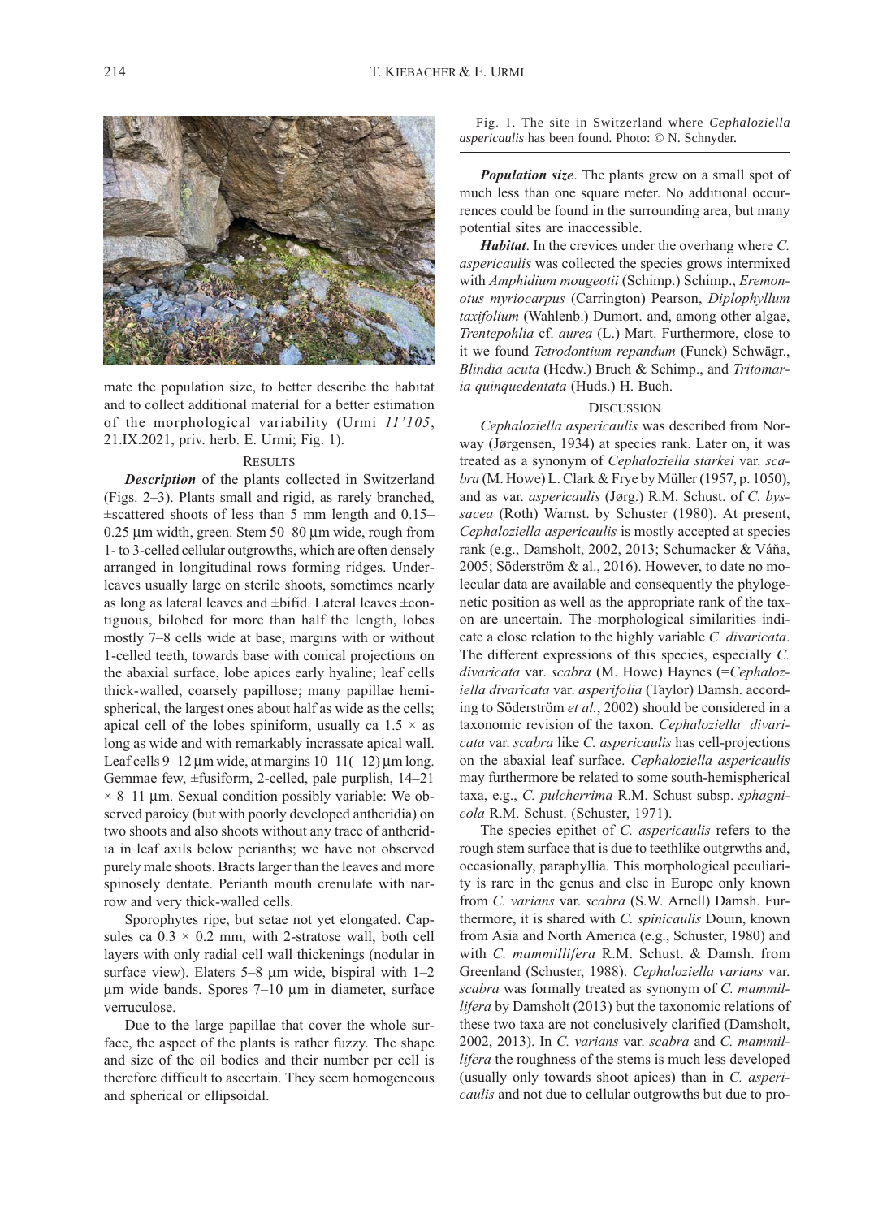mate the population size, to better describe the habitat and to collect additional material for a better estimation of the morphological variability (Urmi *11'105*, 21.IX.2021, priv. herb. E. Urmi; Fig. 1).

Fig. 1. The site in Switzerland where *Cephaloziella aspericaulis* has been found. Photo: © N. Schnyder.

## RESULTS

***Description*** of the plants collected in Switzerland (Figs. 2–3). Plants small and rigid, as rarely branched, ±scattered shoots of less than 5 mm length and 0.15–0.25 µm width, green. Stem 50–80 µm wide, rough from 1- to 3-celled cellular outgrowths, which are often densely arranged in longitudinal rows forming ridges. Underleaves usually large on sterile shoots, sometimes nearly as long as lateral leaves and ±bifid. Lateral leaves ±contiguous, bilobed for more than half the length, lobes mostly 7–8 cells wide at base, margins with or without 1-celled teeth, towards base with conical projections on the abaxial surface, lobe apices early hyaline; leaf cells thick-walled, coarsely papillose; many papillae hemispherical, the largest ones about half as wide as the cells; apical cell of the lobes spiniform, usually ca 1.5 × as long as wide and with remarkably incrassate apical wall. Leaf cells 9–12 µm wide, at margins 10–11(–12) µm long. Gemmae few, ±fusiform, 2-celled, pale purplish, 14–21 × 8–11 µm. Sexual condition possibly variable: We observed paroicy (but with poorly developed antheridia) on two shoots and also shoots without any trace of antheridia in leaf axils below perianths; we have not observed purely male shoots. Bracts larger than the leaves and more spinosely dentate. Perianth mouth crenulate with narrow and very thick-walled cells.

Sporophytes ripe, but setae not yet elongated. Capsules ca 0.3 × 0.2 mm, with 2-stratose wall, both cell layers with only radial cell wall thickenings (nodular in surface view). Elaters 5–8 µm wide, bispiral with 1–2 µm wide bands. Spores 7–10 µm in diameter, surface verruculose.

Due to the large papillae that cover the whole surface, the aspect of the plants is rather fuzzy. The shape and size of the oil bodies and their number per cell is therefore difficult to ascertain. They seem homogeneous and spherical or ellipsoidal.

***Population size***. The plants grew on a small spot of much less than one square meter. No additional occurrences could be found in the surrounding area, but many potential sites are inaccessible.

***Habitat***. In the crevices under the overhang where *C. aspericaulis* was collected the species grows intermixed with *Amphidium mougeotii* (Schimp.) Schimp., *Eremonotus myriocarpus* (Carrington) Pearson, *Diplophyllum taxifolium* (Wahlenb.) Dumort. and, among other algae, *Trentepohlia* cf. *aurea* (L.) Mart. Furthermore, close to it we found *Tetrodontium repandum* (Funck) Schwägr., *Blindia acuta* (Hedw.) Bruch & Schimp., and *Tritomaria quinquedentata* (Huds.) H. Buch.

## DISCUSSION

*Cephaloziella aspericaulis* was described from Norway (Jørgensen, 1934) at species rank. Later on, it was treated as a synonym of *Cephaloziella starkei* var. *scabra* (M. Howe) L. Clark & Frye by Müller (1957, p. 1050), and as var. *aspericaulis* (Jørg.) R.M. Schust. of *C. byssacea* (Roth) Warnst. by Schuster (1980). At present, *Cephaloziella aspericaulis* is mostly accepted at species rank (e.g., Damsholt, 2002, 2013; Schumacker & Váňa, 2005; Söderström & al., 2016). However, to date no molecular data are available and consequently the phylogenetic position as well as the appropriate rank of the taxon are uncertain. The morphological similarities indicate a close relation to the highly variable *C. divaricata*. The different expressions of this species, especially *C. divaricata* var. *scabra* (M. Howe) Haynes (=*Cephaloziella divaricata* var. *asperifolia* (Taylor) Damsh. according to Söderström *et al.*, 2002) should be considered in a taxonomic revision of the taxon. *Cephaloziella divaricata* var. *scabra* like *C. aspericaulis* has cell-projections on the abaxial leaf surface. *Cephaloziella aspericaulis* may furthermore be related to some south-hemispherical taxa, e.g., *C. pulcherrima* R.M. Schust subsp. *sphagnicola* R.M. Schust. (Schuster, 1971).

The species epithet of *C. aspericaulis* refers to the rough stem surface that is due to teethlike outgrwths and, occasionally, paraphyllia. This morphological peculiarity is rare in the genus and else in Europe only known from *C. varians* var. *scabra* (S.W. Arnell) Damsh. Furthermore, it is shared with *C. spinicaulis* Douin, known from Asia and North America (e.g., Schuster, 1980) and with *C. mammillifera* R.M. Schust. & Damsh. from Greenland (Schuster, 1988). *Cephaloziella varians* var. *scabra* was formally treated as synonym of *C. mammillifera* by Damsholt (2013) but the taxonomic relations of these two taxa are not conclusively clarified (Damsholt, 2002, 2013). In *C. varians* var. *scabra* and *C. mammillifera* the roughness of the stems is much less developed (usually only towards shoot apices) than in *C. aspericaulis* and not due to cellular outgrowths but due to pro-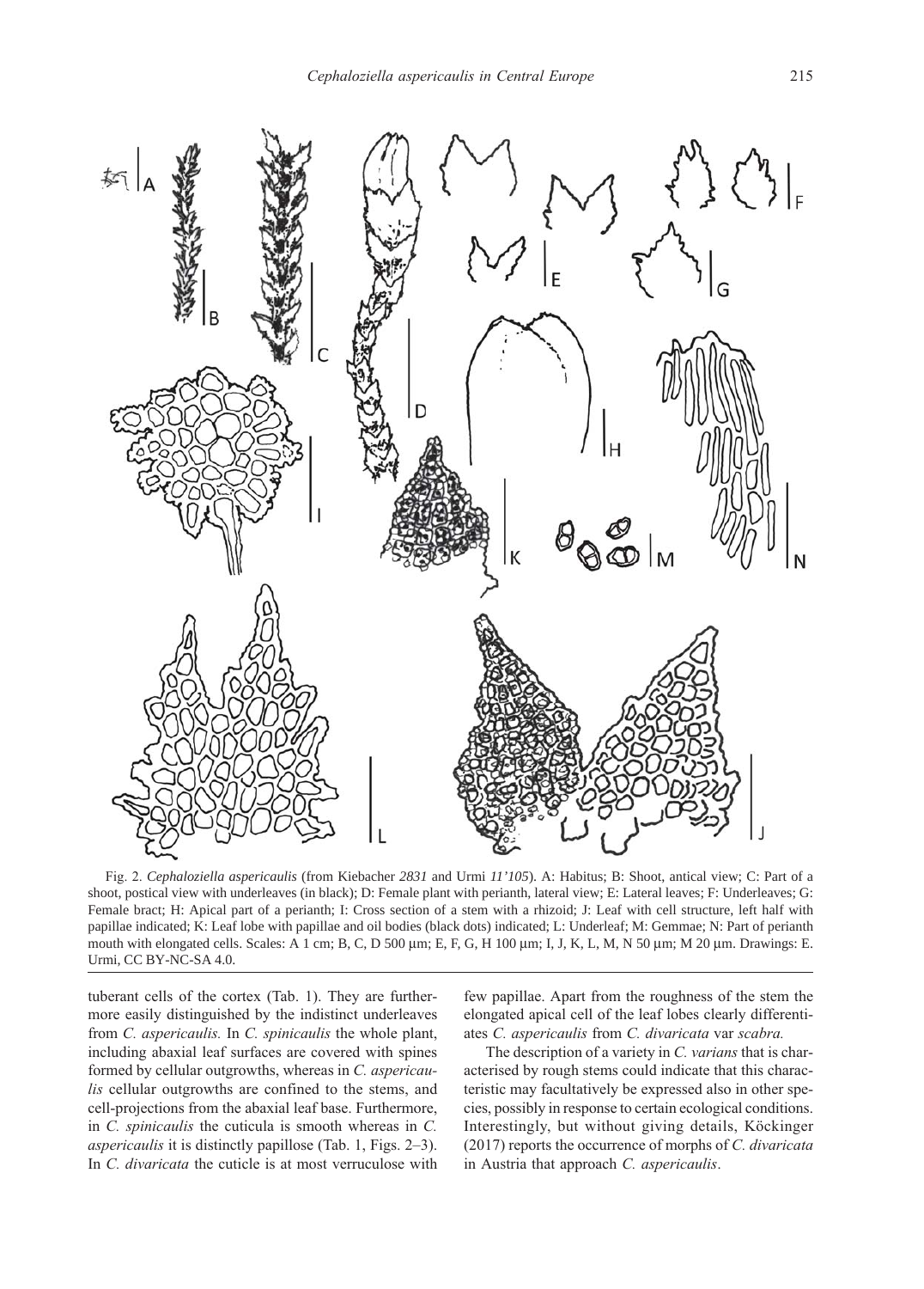Fig. 2. *Cephaloziella aspericaulis* (from Kiebacher *2831* and Urmi *11'105*). A: Habitus; B: Shoot, antical view; C: Part of a shoot, postical view with underleaves (in black); D: Female plant with perianth, lateral view; E: Lateral leaves; F: Underleaves; G: Female bract; H: Apical part of a perianth; I: Cross section of a stem with a rhizoid; J: Leaf with cell structure, left half with papillae indicated; K: Leaf lobe with papillae and oil bodies (black dots) indicated; L: Underleaf; M: Gemmae; N: Part of perianth mouth with elongated cells. Scales: A 1 cm; B, C, D 500 µm; E, F, G, H 100 µm; I, J, K, L, M, N 50 µm; M 20 µm. Drawings: E. Urmi, CC BY-NC-SA 4.0.

tuberant cells of the cortex (Tab. 1). They are furthermore easily distinguished by the indistinct underleaves from *C. aspericaulis.* In *C. spinicaulis* the whole plant, including abaxial leaf surfaces are covered with spines formed by cellular outgrowths, whereas in *C. aspericaulis* cellular outgrowths are confined to the stems, and cell-projections from the abaxial leaf base. Furthermore, in *C. spinicaulis* the cuticula is smooth whereas in *C. aspericaulis* it is distinctly papillose (Tab. 1, Figs. 2–3). In *C. divaricata* the cuticle is at most verruculose with few papillae. Apart from the roughness of the stem the elongated apical cell of the leaf lobes clearly differentiates *C. aspericaulis* from *C. divaricata* var *scabra.*

The description of a variety in *C. varians* that is characterised by rough stems could indicate that this characteristic may facultatively be expressed also in other species, possibly in response to certain ecological conditions. Interestingly, but without giving details, Köckinger (2017) reports the occurrence of morphs of *C. divaricata* in Austria that approach *C. aspericaulis*.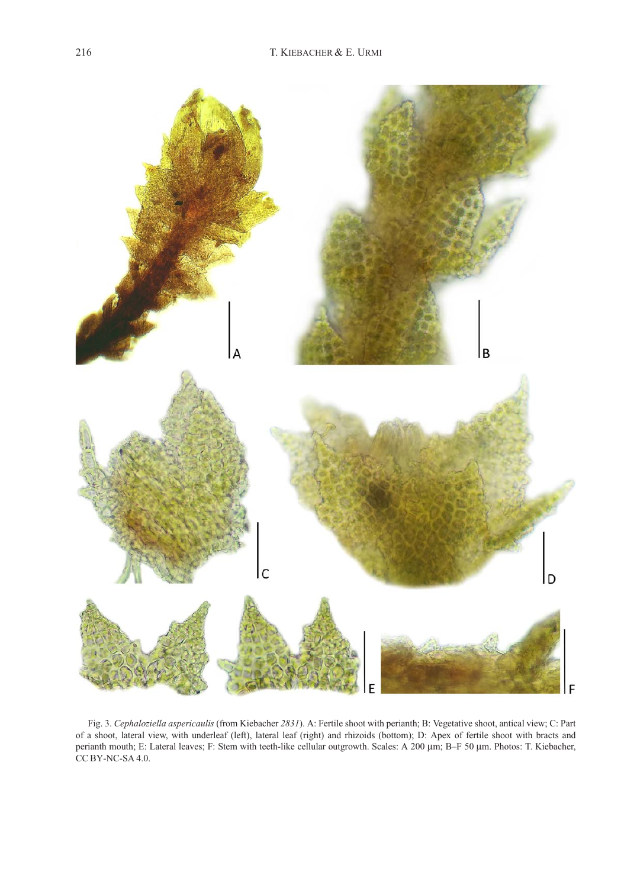Fig. 3. *Cephaloziella aspericaulis* (from Kiebacher *2831*). A: Fertile shoot with perianth; B: Vegetative shoot, antical view; C: Part of a shoot, lateral view, with underleaf (left), lateral leaf (right) and rhizoids (bottom); D: Apex of fertile shoot with bracts and perianth mouth; E: Lateral leaves; F: Stem with teeth-like cellular outgrowth. Scales: A 200 µm; B–F 50 µm. Photos: T. Kiebacher, CC BY-NC-SA 4.0.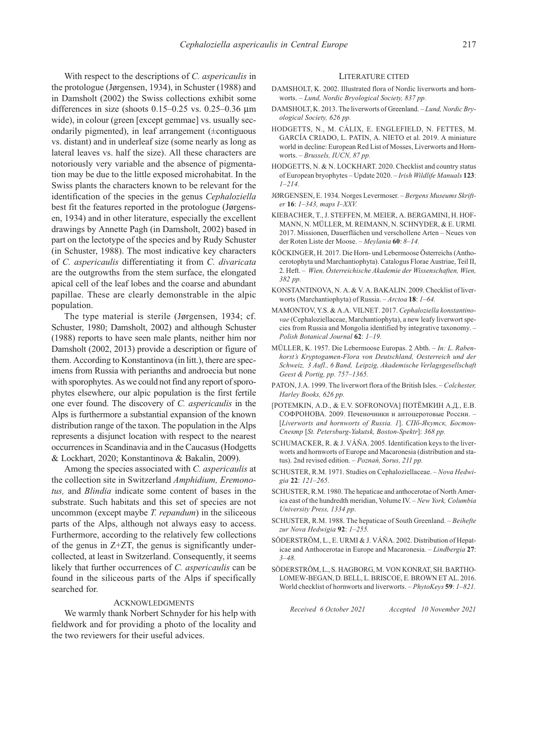With respect to the descriptions of *C. aspericaulis* in the protologue (Jørgensen, 1934), in Schuster (1988) and in Damsholt (2002) the Swiss collections exhibit some differences in size (shoots 0.15–0.25 vs. 0.25–0.36 µm wide), in colour (green [except gemmae] vs. usually secondarily pigmented), in leaf arrangement (±contiguous vs. distant) and in underleaf size (some nearly as long as lateral leaves vs. half the size). All these characters are notoriously very variable and the absence of pigmentation may be due to the little exposed microhabitat. In the Swiss plants the characters known to be relevant for the identification of the species in the genus *Cephaloziella* best fit the features reported in the protologue (Jørgensen, 1934) and in other literature, especially the excellent drawings by Annette Pagh (in Damsholt, 2002) based in part on the lectotype of the species and by Rudy Schuster (in Schuster, 1988). The most indicative key characters of *C. aspericaulis* differentiating it from *C. divaricata* are the outgrowths from the stem surface, the elongated apical cell of the leaf lobes and the coarse and abundant papillae. These are clearly demonstrable in the alpic population.

The type material is sterile (Jørgensen, 1934; cf. Schuster, 1980; Damsholt, 2002) and although Schuster (1988) reports to have seen male plants, neither him nor Damsholt (2002, 2013) provide a description or figure of them. According to Konstantinova (in litt.), there are specimens from Russia with perianths and androecia but none with sporophytes. As we could not find any report of sporophytes elsewhere, our alpic population is the first fertile one ever found. The discovery of *C. aspericaulis* in the Alps is furthermore a substantial expansion of the known distribution range of the taxon. The population in the Alps represents a disjunct location with respect to the nearest occurrences in Scandinavia and in the Caucasus (Hodgetts & Lockhart, 2020; Konstantinova & Bakalin, 2009).

Among the species associated with *C. aspericaulis* at the collection site in Switzerland *Amphidium, Eremonotus,* and *Blindia* indicate some content of bases in the substrate. Such habitats and this set of species are not uncommon (except maybe *T. repandum*) in the siliceous parts of the Alps, although not always easy to access. Furthermore, according to the relatively few collections of the genus in Z+ZT, the genus is significantly undercollected, at least in Switzerland. Consequently, it seems likely that further occurrences of *C. aspericaulis* can be found in the siliceous parts of the Alps if specifically searched for.

## Acknowledgments

We warmly thank Norbert Schnyder for his help with fieldwork and for providing a photo of the locality and the two reviewers for their useful advices.

## Literature cited

DAMSHOLT, K. 2002. Illustrated flora of Nordic liverworts and hornworts. – *Lund, Nordic Bryological Society, 837 pp.*

DAMSHOLT, K. 2013. The liverworts of Greenland. – *Lund, Nordic Bryological Society, 626 pp.*

HODGETTS, N., M. CÁLIX, E. ENGLEFIELD, N. FETTES, M. GARCÍA CRIADO, L. PATIN, A. NIETO et al. 2019. A miniature world in decline: European Red List of Mosses, Liverworts and Hornworts. – *Brussels, IUCN, 87 pp.*

HODGETTS, N. & N. LOCKHART. 2020. Checklist and country status of European bryophytes – Update 2020. – *Irish Wildlife Manuals* **123**: *1–214.*

JØRGENSEN, E. 1934. Norges Levermoser. – *Bergens Museums Skrifter* **16**: *1–343, maps I–XXV.*

KIEBACHER, T., J. STEFFEN, M. MEIER, A. BERGAMINI, H. HOFMANN, N. MÜLLER, M. REIMANN, N. SCHNYDER, & E. URMI. 2017. Missionen, Dauerflächen und verschollene Arten – Neues von der Roten Liste der Moose. – *Meylania* **60**: *8–14.*

KÖCKINGER, H. 2017. Die Horn- und Lebermoose Österreichs (Anthocerotophyta und Marchantiophyta). Catalogus Florae Austriae, Teil II, 2. Heft. – *Wien, Österreichische Akademie der Wissenschaften, Wien, 382 pp.*

KONSTANTINOVA, N. A. & V. A. BAKALIN. 2009. Checklist of liverworts (Marchantiophyta) of Russia. – *Arctoa* **18**: *1–64.*

MAMONTOV, Y.S. & A.A. VILNET. 2017. *Cephaloziella konstantinovae* (Cephaloziellaceae, Marchantiophyta), a new leafy liverwort species from Russia and Mongolia identified by integrative taxonomy. – *Polish Botanical Journal* **62**: *1–19.*

MÜLLER, K. 1957. Die Lebermoose Europas. 2 Abth. – *In: L. Rabenhorst's Kryptogamen-Flora von Deutschland, Oesterreich und der Schweiz, 3 Aufl., 6 Band, Leipzig, Akademische Verlagsgesellschaft Geest & Portig, pp. 757–1365.*

PATON, J.A. 1999. The liverwort flora of the British Isles. – *Colchester, Harley Books, 626 pp.*

[POTEMKIN, A.D., & E.V. SOFRONOVA] ПОТЁМКИН А.Д., Е.В. СОФРОНОВА. 2009. Печеночники и антоцеротовые России. – [*Liverworts and hornworts of Russia. 1*]. *СПб-Якутск, Бостон-Спектр* [*St. Petersburg-Yakutsk, Boston-Spektr*]: *368 pp.*

SCHUMACKER, R. & J. VÁŇA. 2005. Identification keys to the liverworts and hornworts of Europe and Macaronesia (distribution and status). 2nd revised edition. – *Poznań, Sorus, 211 pp.*

SCHUSTER, R.M. 1971. Studies on Cephaloziellaceae. – *Nova Hedwigia* **22**: *121–265.*

SCHUSTER, R.M. 1980. The hepaticae and anthocerotae of North America east of the hundredth meridian, Volume IV. – *New York, Columbia University Press, 1334 pp*.

SCHUSTER, R.M. 1988. The hepaticae of South Greenland. – *Beihefte zur Nova Hedwigia* **92**: *1–255.*

SÖDERSTRÖM, L., E. URMI & J. VÁŇA. 2002. Distribution of Hepaticae and Anthocerotae in Europe and Macaronesia. – *Lindbergia* **27**: *3–48.*

SÖDERSTRÖM, L., S. HAGBORG, M. VON KONRAT, SH. BARTHOLOMEW-BEGAN, D. BELL, L. BRISCOE, E. BROWN ET AL. 2016. World checklist of hornworts and liverworts. – *PhytoKeys* **59**: *1–821.*

*Received 6 October 2021 Accepted 10 November 2021*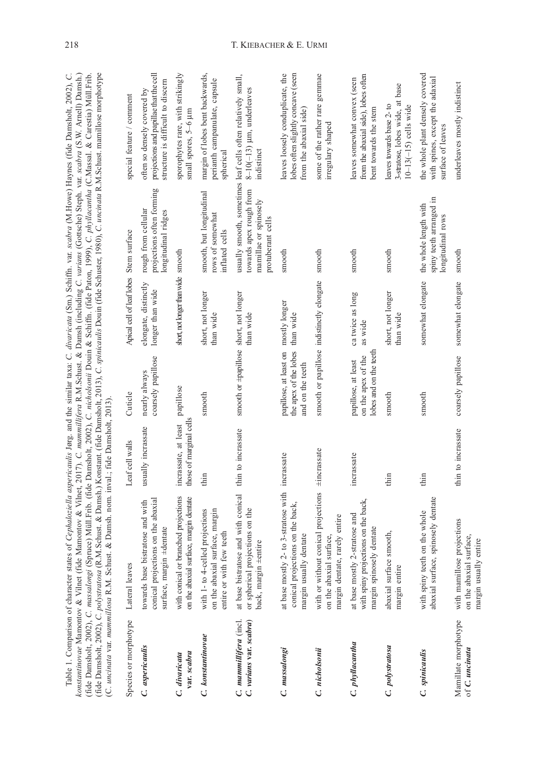Table 1. Comparison of character states of *Cephaloziella aspericaulis* Jørg. and the similar taxa: *C. divaricata* (Sm.) Schiffn. var. *scabra* (M.Howe) Haynes (fide Damsholt, 2002), *C. konstantinovae* Mamontov & Vilnet (fide Mamontov & Vilnet, 2017), *C. mammillifera* R.M.Schust. & Damsh (including *C. varians* (Gottsche) Steph. var. *scabra* (S.W. Arnell) Damsh.) (fide Damsholt, 2002), *C. massalongi* (Spruce) Müll.Frib. (fide Damsholt, 2002), *C. nicholsonii* Douin & Schiffn. (fide Paton, 1999), *C. phyllacantha* (C.Massal. & Carestia) Müll.Frib. (fide Damsholt, 2002), *C. polystratosa* (R.M.Schust. & Damsh.) Konstant. (fide Damsholt, 2013), *C. spinicaulis* Douin (fide Schuster, 1980), *C. uncinata* R.M.Schust. mamillose morphotype (*C. uncinata* var. *mammillosa* R.M. Schust. & Damsh. nom. inval.; fide Damsholt, 2013).

| Species or morphotype | Lateral leaves | Leaf cell walls | Cuticle | Apical cell of leaf lobes | Stem surface | special feature / comment |
|---|---|---|---|---|---|---|
| ***C. aspericaulis*** | towards base bistratose and with conical projections on the abaxial surface, margin ±dentate | usually incrassate | nearly always coarsely papillose | elongate, distinctly longer than wide | rough from cellular projections often forming longitudinal ridges | often so densely covered by projections and papillae that the cell structure is difficult to discern |
| ***C. divaricata* var. *scabra*** | with conical or branched projections on the abaxial surface, margin dentate | incrassate, at least those of marginal cells | papillose | short, not longer than wide | smooth | sporophytes rare, with strikingly small spores, 5–6 µm |
| ***C. konstantinovae*** | with 1- to 4-celled projections on the abaxial surface, margin entire or with few teeth | thin | smooth | short, not longer than wide | smooth, but longitudinal rows of somewhat inflated cells | margin of lobes bent backwards, perianth campanulate, capsule spherical |
| ***C. mammillifera*** (incl. ***C. varians* var. *scabra***) | at base bistratose and with conical or spherical projections on the back, margin ±entire | thin to incrassate | smooth or ±papillose | short, not longer than wide | usually smooth, sometimes towards apex rough from mamillae or spinosely protuberant cells | leaf cells often relatively small, 8–10(–13) µm, underleaves indistinct |
| ***C. massalongi*** | at base mostly 2- to 3-stratose with conical projections on the back, margin usually dentate | incrassate | papillose, at least on the apex of the lobes and on the teeth | mostly longer than wide | smooth | leaves loosely conduplicate, the lobes often slightly concave (seen from the abaxial side) |
| ***C. nicholsonii*** | with or without conical projections on the abaxial surface, margin dentate, rarely entire | ±incrassate | smooth or papillose | indistinctly elongate | smooth | some of the rather rare gemmae irregulary shaped |
| ***C. phyllacantha*** | at base mostly 2-stratose and with spiny projections on the back, margin spinosely dentate | incrassate | papillose, at least on the apex of the lobes and on the teeth | ca twice as long as wide | smooth | leaves somewhat convex (seen from the abaxial side), lobes often bent towards the stem |
| ***C. polystratosa*** | abaxial surface smooth, margin entire | thin | smooth | short, not longer than wide | smooth | leaves towards base 2- to 3-stratose, lobes wide, at base 10–13(–15) cells wide |
| ***C. spinicaulis*** | with spiny teeth on the whole abaxial surface, spinosely dentate | thin | smooth | somewhat elongate | the whole length with spiny teeth arranged in longitudinal rows | the whole plant densely covered with spines, except the adaxial surface of leaves |
| Mamillate morphotype of ***C. uncinata*** | with mamillose projections on the abaxial surface, margin usually entire | thin to incrassate | coarsely papillose | somewhat elongate | smooth | underleaves mostly indistinct |